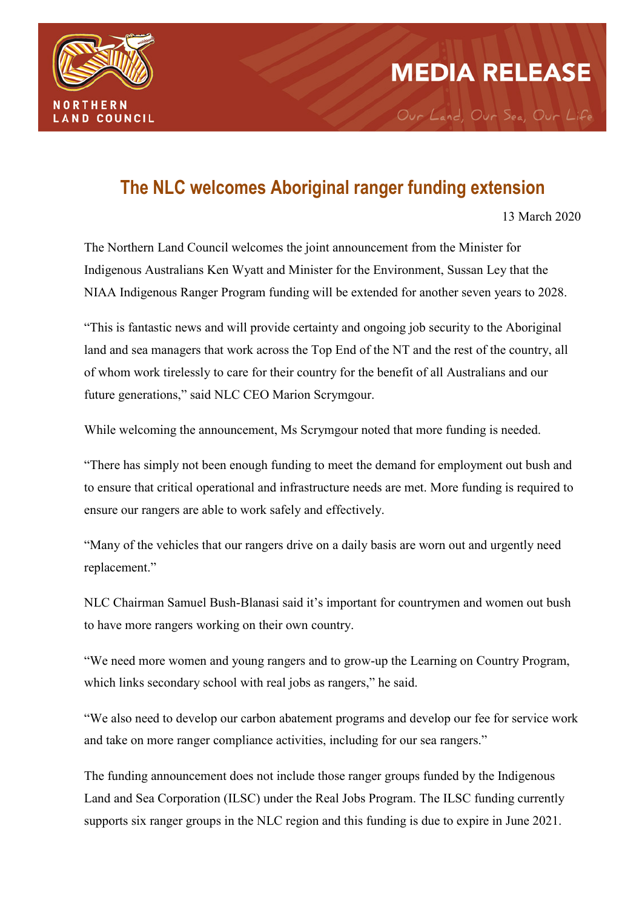NORTHERN LAND COUNCIL

# MEDIA RELEASE

*Our Land, Our Sea, Our Life*

## The NLC welcomes Aboriginal ranger funding extension

13 March 2020

The Northern Land Council welcomes the joint announcement from the Minister for Indigenous Australians Ken Wyatt and Minister for the Environment, Sussan Ley that the NIAA Indigenous Ranger Program funding will be extended for another seven years to 2028.

"This is fantastic news and will provide certainty and ongoing job security to the Aboriginal land and sea managers that work across the Top End of the NT and the rest of the country, all of whom work tirelessly to care for their country for the benefit of all Australians and our future generations," said NLC CEO Marion Scrymgour.

While welcoming the announcement, Ms Scrymgour noted that more funding is needed.

"There has simply not been enough funding to meet the demand for employment out bush and to ensure that critical operational and infrastructure needs are met. More funding is required to ensure our rangers are able to work safely and effectively.

"Many of the vehicles that our rangers drive on a daily basis are worn out and urgently need replacement."

NLC Chairman Samuel Bush-Blanasi said it's important for countrymen and women out bush to have more rangers working on their own country.

"We need more women and young rangers and to grow-up the Learning on Country Program, which links secondary school with real jobs as rangers," he said.

"We also need to develop our carbon abatement programs and develop our fee for service work and take on more ranger compliance activities, including for our sea rangers."

The funding announcement does not include those ranger groups funded by the Indigenous Land and Sea Corporation (ILSC) under the Real Jobs Program. The ILSC funding currently supports six ranger groups in the NLC region and this funding is due to expire in June 2021.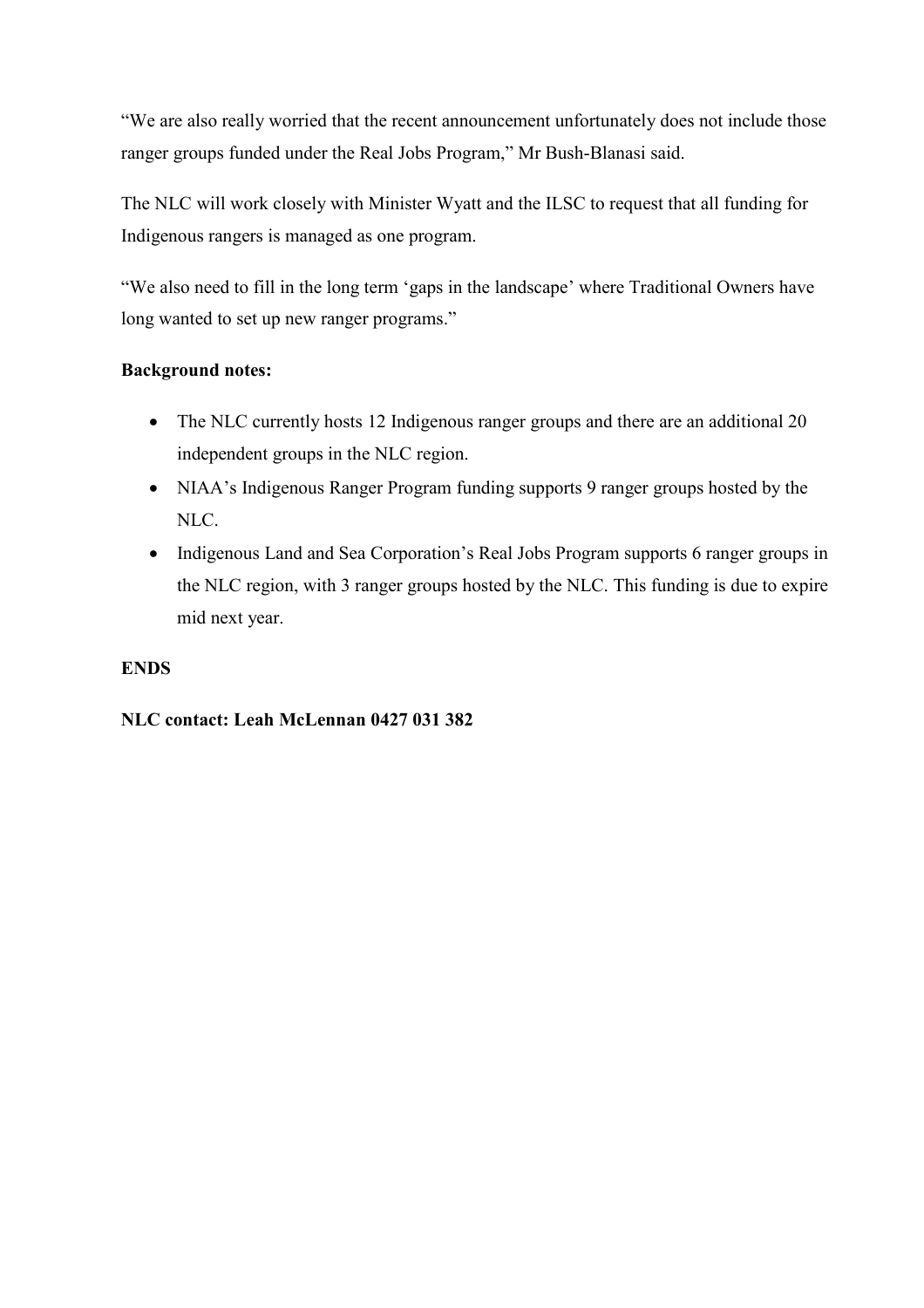“We are also really worried that the recent announcement unfortunately does not include those ranger groups funded under the Real Jobs Program,” Mr Bush-Blanasi said.

The NLC will work closely with Minister Wyatt and the ILSC to request that all funding for Indigenous rangers is managed as one program.

“We also need to fill in the long term ‘gaps in the landscape’ where Traditional Owners have long wanted to set up new ranger programs.”

**Background notes:**

- The NLC currently hosts 12 Indigenous ranger groups and there are an additional 20 independent groups in the NLC region.
- NIAA’s Indigenous Ranger Program funding supports 9 ranger groups hosted by the NLC.
- Indigenous Land and Sea Corporation’s Real Jobs Program supports 6 ranger groups in the NLC region, with 3 ranger groups hosted by the NLC. This funding is due to expire mid next year.

**ENDS**

**NLC contact: Leah McLennan 0427 031 382**